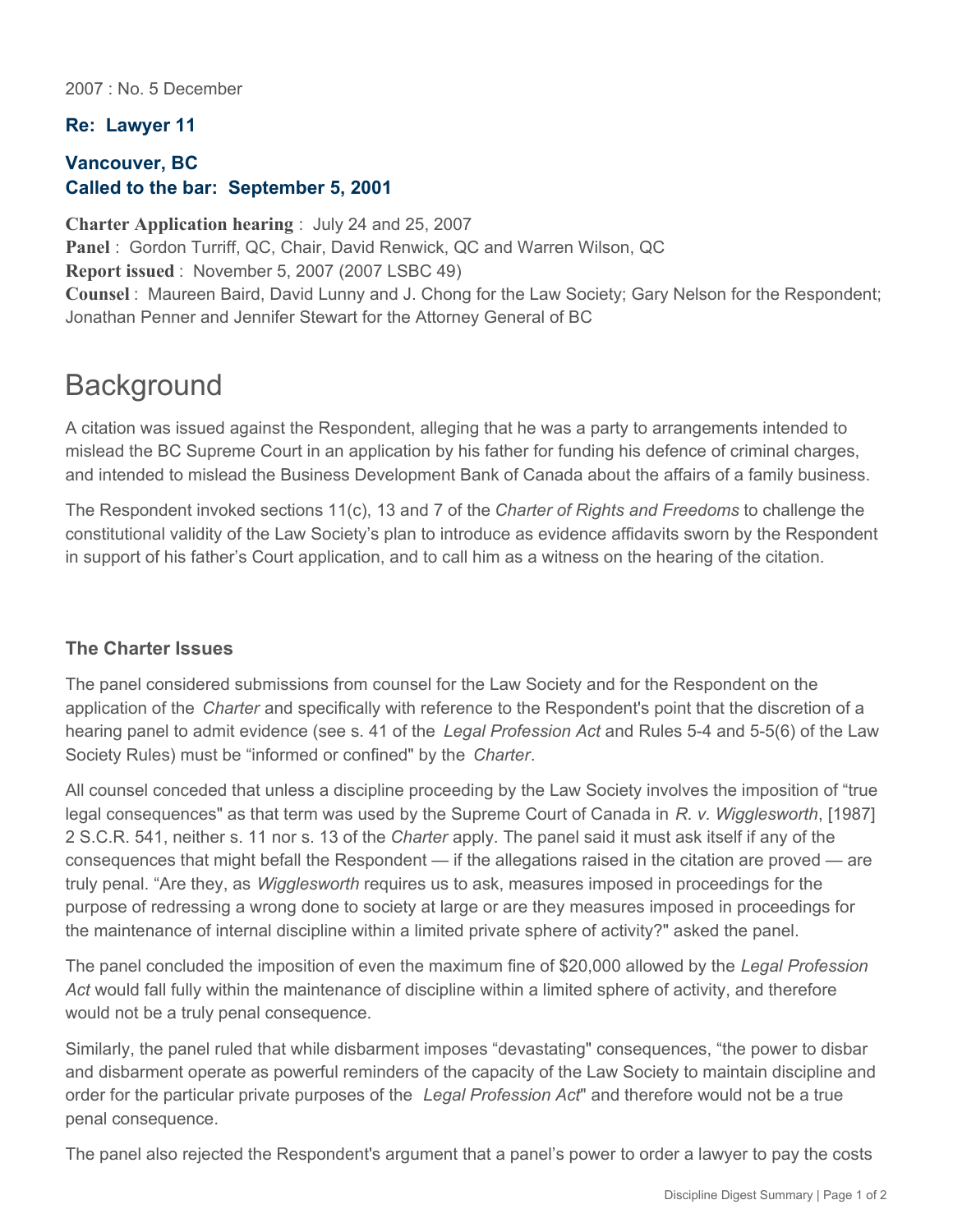2007 : No. 5 December

### Re: Lawyer 11

### Vancouver, BC
### Called to the bar: September 5, 2001

**Charter Application hearing** : July 24 and 25, 2007
**Panel** : Gordon Turriff, QC, Chair, David Renwick, QC and Warren Wilson, QC
**Report issued** : November 5, 2007 (2007 LSBC 49)
**Counsel** : Maureen Baird, David Lunny and J. Chong for the Law Society; Gary Nelson for the Respondent; Jonathan Penner and Jennifer Stewart for the Attorney General of BC

# Background

A citation was issued against the Respondent, alleging that he was a party to arrangements intended to mislead the BC Supreme Court in an application by his father for funding his defence of criminal charges, and intended to mislead the Business Development Bank of Canada about the affairs of a family business.

The Respondent invoked sections 11(c), 13 and 7 of the *Charter of Rights and Freedoms* to challenge the constitutional validity of the Law Society's plan to introduce as evidence affidavits sworn by the Respondent in support of his father's Court application, and to call him as a witness on the hearing of the citation.

### The Charter Issues

The panel considered submissions from counsel for the Law Society and for the Respondent on the application of the *Charter* and specifically with reference to the Respondent's point that the discretion of a hearing panel to admit evidence (see s. 41 of the *Legal Profession Act* and Rules 5-4 and 5-5(6) of the Law Society Rules) must be "informed or confined" by the *Charter*.

All counsel conceded that unless a discipline proceeding by the Law Society involves the imposition of "true legal consequences" as that term was used by the Supreme Court of Canada in *R. v. Wigglesworth*, [1987] 2 S.C.R. 541, neither s. 11 nor s. 13 of the *Charter* apply. The panel said it must ask itself if any of the consequences that might befall the Respondent — if the allegations raised in the citation are proved — are truly penal. "Are they, as *Wigglesworth* requires us to ask, measures imposed in proceedings for the purpose of redressing a wrong done to society at large or are they measures imposed in proceedings for the maintenance of internal discipline within a limited private sphere of activity?" asked the panel.

The panel concluded the imposition of even the maximum fine of $20,000 allowed by the *Legal Profession Act* would fall fully within the maintenance of discipline within a limited sphere of activity, and therefore would not be a truly penal consequence.

Similarly, the panel ruled that while disbarment imposes "devastating" consequences, "the power to disbar and disbarment operate as powerful reminders of the capacity of the Law Society to maintain discipline and order for the particular private purposes of the *Legal Profession Act*" and therefore would not be a true penal consequence.

The panel also rejected the Respondent's argument that a panel's power to order a lawyer to pay the costs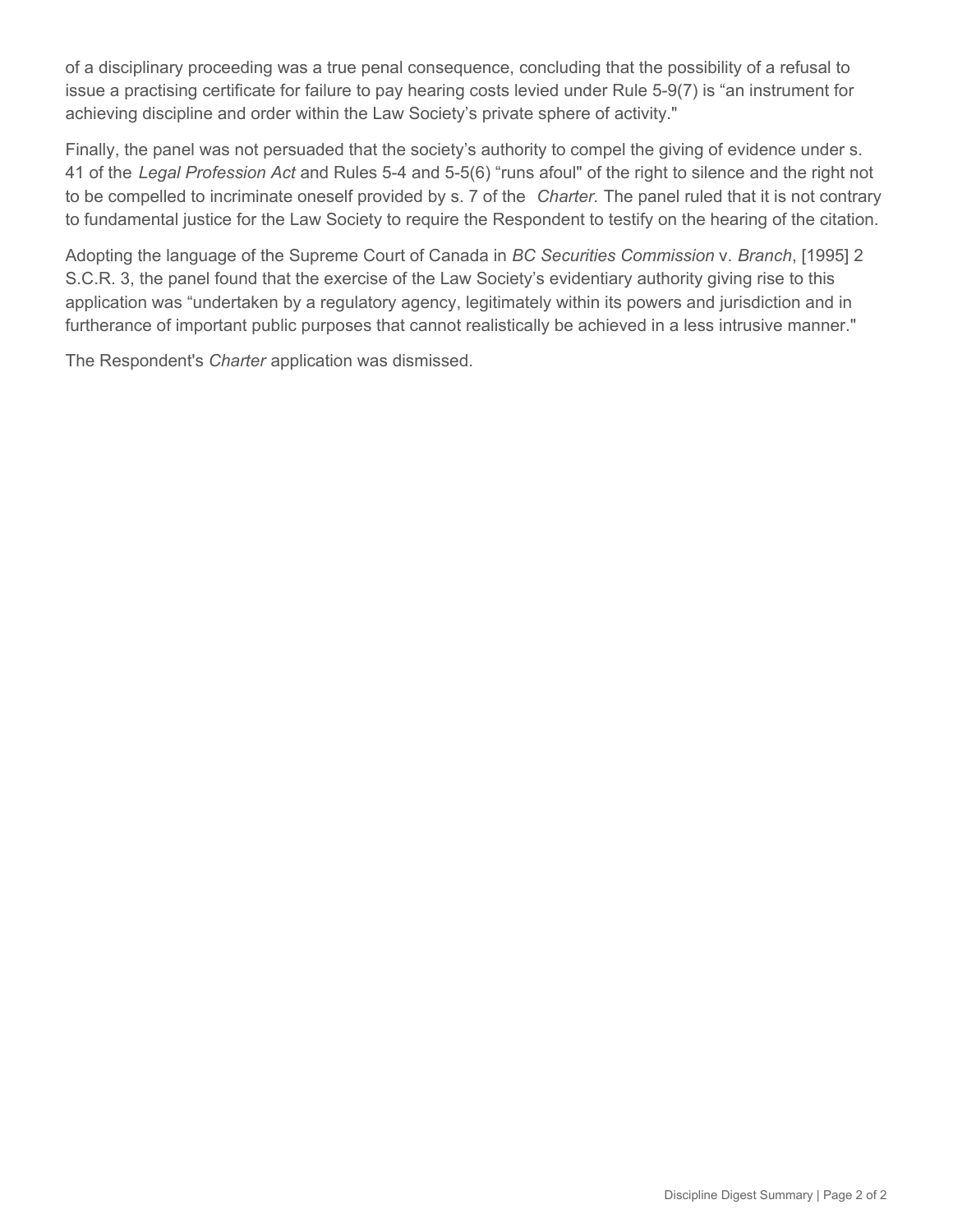of a disciplinary proceeding was a true penal consequence, concluding that the possibility of a refusal to issue a practising certificate for failure to pay hearing costs levied under Rule 5-9(7) is "an instrument for achieving discipline and order within the Law Society's private sphere of activity."

Finally, the panel was not persuaded that the society's authority to compel the giving of evidence under s. 41 of the *Legal Profession Act* and Rules 5-4 and 5-5(6) "runs afoul" of the right to silence and the right not to be compelled to incriminate oneself provided by s. 7 of the *Charter*. The panel ruled that it is not contrary to fundamental justice for the Law Society to require the Respondent to testify on the hearing of the citation.

Adopting the language of the Supreme Court of Canada in *BC Securities Commission* v. *Branch*, [1995] 2 S.C.R. 3, the panel found that the exercise of the Law Society's evidentiary authority giving rise to this application was "undertaken by a regulatory agency, legitimately within its powers and jurisdiction and in furtherance of important public purposes that cannot realistically be achieved in a less intrusive manner."

The Respondent's *Charter* application was dismissed.